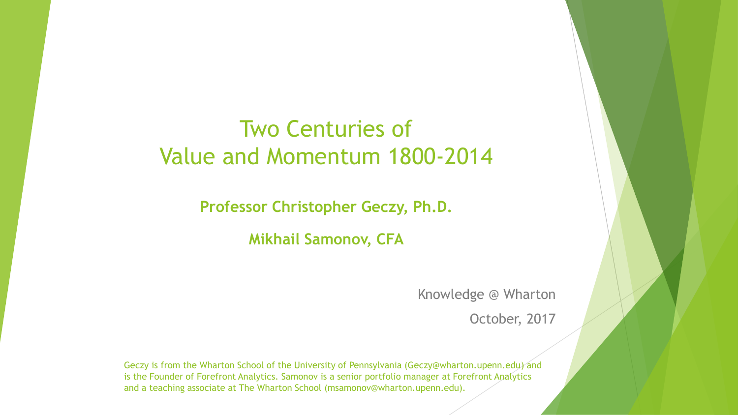# Two Centuries of Value and Momentum 1800-2014

**Professor Christopher Geczy, Ph.D.**

**Mikhail Samonov, CFA**

Knowledge @ Wharton

October, 2017

Geczy is from the Wharton School of the University of Pennsylvania (Geczy@wharton.upenn.edu) and is the Founder of Forefront Analytics. Samonov is a senior portfolio manager at Forefront Analytics and a teaching associate at The Wharton School (msamonov@wharton.upenn.edu).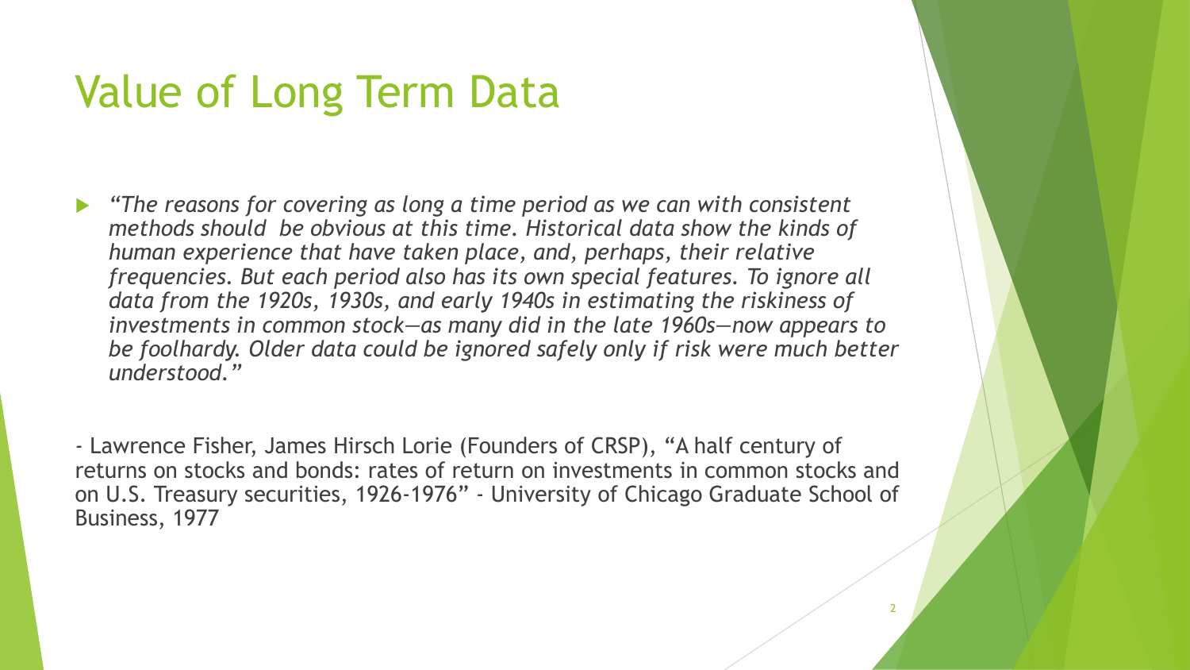# Value of Long Term Data

- *"The reasons for covering as long a time period as we can with consistent methods should be obvious at this time. Historical data show the kinds of human experience that have taken place, and, perhaps, their relative frequencies. But each period also has its own special features. To ignore all data from the 1920s, 1930s, and early 1940s in estimating the riskiness of investments in common stock—as many did in the late 1960s—now appears to be foolhardy. Older data could be ignored safely only if risk were much better understood."*

- Lawrence Fisher, James Hirsch Lorie (Founders of CRSP), "A half century of returns on stocks and bonds: rates of return on investments in common stocks and on U.S. Treasury securities, 1926-1976" - University of Chicago Graduate School of Business, 1977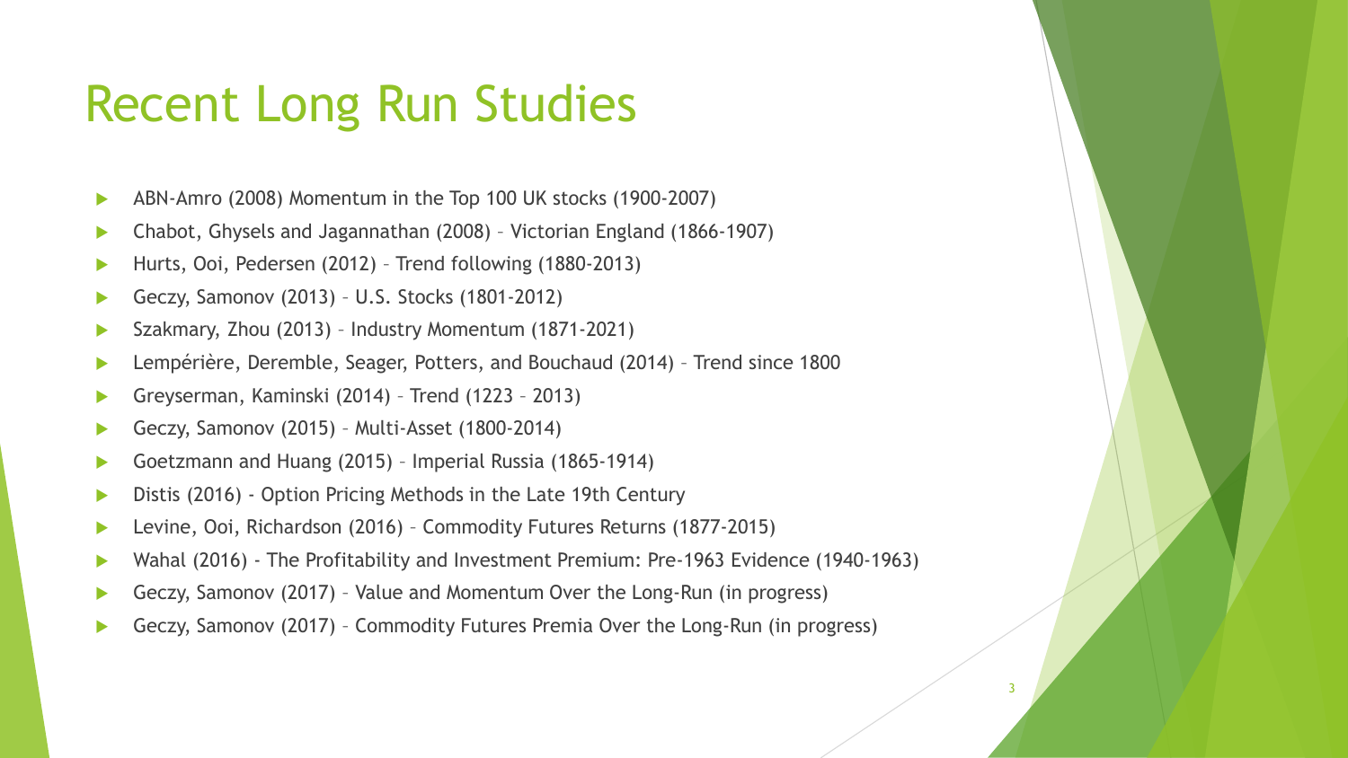# Recent Long Run Studies

- ABN-Amro (2008) Momentum in the Top 100 UK stocks (1900-2007)
- Chabot, Ghysels and Jagannathan (2008) – Victorian England (1866-1907)
- Hurts, Ooi, Pedersen (2012) – Trend following (1880-2013)
- Geczy, Samonov (2013) – U.S. Stocks (1801-2012)
- Szakmary, Zhou (2013) – Industry Momentum (1871-2021)
- Lempérière, Deremble, Seager, Potters, and Bouchaud (2014) – Trend since 1800
- Greyserman, Kaminski (2014) – Trend (1223 – 2013)
- Geczy, Samonov (2015) – Multi-Asset (1800-2014)
- Goetzmann and Huang (2015) – Imperial Russia (1865-1914)
- Distis (2016) - Option Pricing Methods in the Late 19th Century
- Levine, Ooi, Richardson (2016) – Commodity Futures Returns (1877-2015)
- Wahal (2016) - The Profitability and Investment Premium: Pre-1963 Evidence (1940-1963)
- Geczy, Samonov (2017) – Value and Momentum Over the Long-Run (in progress)
- Geczy, Samonov (2017) – Commodity Futures Premia Over the Long-Run (in progress)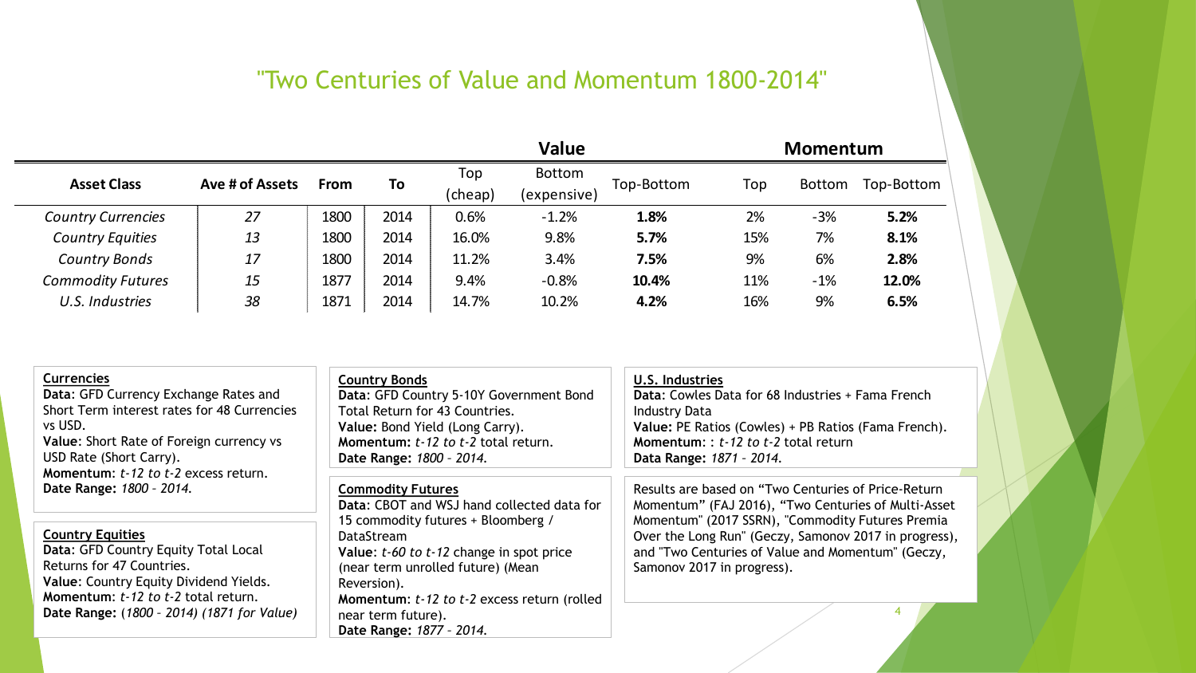# "Two Centuries of Value and Momentum 1800-2014"

| Asset Class | Ave # of Assets | From | To | Value | | | Momentum | | |
|---|---|---|---|---|---|---|---|---|---|
| | | | | Top (cheap) | Bottom (expensive) | Top-Bottom | Top | Bottom | Top-Bottom |
| *Country Currencies* | *27* | 1800 | 2014 | 0.6% | -1.2% | **1.8%** | 2% | -3% | **5.2%** |
| *Country Equities* | *13* | 1800 | 2014 | 16.0% | 9.8% | **5.7%** | 15% | 7% | **8.1%** |
| *Country Bonds* | *17* | 1800 | 2014 | 11.2% | 3.4% | **7.5%** | 9% | 6% | **2.8%** |
| *Commodity Futures* | *15* | 1877 | 2014 | 9.4% | -0.8% | **10.4%** | 11% | -1% | **12.0%** |
| *U.S. Industries* | *38* | 1871 | 2014 | 14.7% | 10.2% | **4.2%** | 16% | 9% | **6.5%** |

**Currencies**
**Data**: GFD Currency Exchange Rates and Short Term interest rates for 48 Currencies vs USD.
**Value**: Short Rate of Foreign currency vs USD Rate (Short Carry).
**Momentum**: *t-12 to t-2* excess return.
**Date Range:** *1800 – 2014.*

**Country Equities**
**Data**: GFD Country Equity Total Local Returns for 47 Countries.
**Value**: Country Equity Dividend Yields.
**Momentum**: *t-12 to t-2* total return.
**Date Range:** (*1800 – 2014) (1871 for Value)*

**Country Bonds**
**Data**: GFD Country 5-10Y Government Bond Total Return for 43 Countries.
**Value:** Bond Yield (Long Carry).
**Momentum:** *t-12 to t-2* total return.
**Date Range:** *1800 – 2014.*

**Commodity Futures**
**Data**: CBOT and WSJ hand collected data for 15 commodity futures + Bloomberg / DataStream
**Value**: *t-60 to t-12* change in spot price (near term unrolled future) (Mean Reversion).
**Momentum**: *t-12 to t-2* excess return (rolled near term future).
**Date Range:** *1877 – 2014.*

**U.S. Industries**
**Data**: Cowles Data for 68 Industries + Fama French Industry Data
**Value**: PE Ratios (Cowles) + PB Ratios (Fama French).
**Momentum**: : *t-12 to t-2* total return
**Data Range:** *1871 – 2014.*

Results are based on "Two Centuries of Price-Return Momentum" (FAJ 2016), "Two Centuries of Multi-Asset Momentum" (2017 SSRN), "Commodity Futures Premia Over the Long Run" (Geczy, Samonov 2017 in progress), and "Two Centuries of Value and Momentum" (Geczy, Samonov 2017 in progress).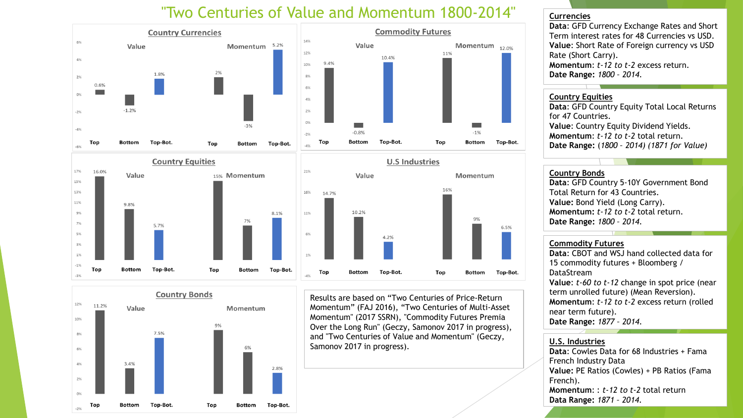# "Two Centuries of Value and Momentum 1800-2014"

## Country Currencies

| | Top | Bottom | Top-Bot. |
|---|---|---|---|
| Value | 0.6% | -1.2% | 1.8% |
| Momentum | 2% | -3% | 5.2% |

## Commodity Futures

| | Top | Bottom | Top-Bot. |
|---|---|---|---|
| Value | 9.4% | -0.8% | 10.4% |
| Momentum | 11% | -1% | 12.0% |

## Country Equities

| | Top | Bottom | Top-Bot. |
|---|---|---|---|
| Value | 16.0% | 9.8% | 5.7% |
| Momentum | 15% | 7% | 8.1% |

## U.S Industries

| | Top | Bottom | Top-Bot. |
|---|---|---|---|
| Value | 14.7% | 10.2% | 4.2% |
| Momentum | 16% | 9% | 6.5% |

## Country Bonds

| | Top | Bottom | Top-Bot. |
|---|---|---|---|
| Value | 11.2% | 3.4% | 7.5% |
| Momentum | 9% | 6% | 2.8% |

Results are based on "Two Centuries of Price-Return Momentum" (FAJ 2016), "Two Centuries of Multi-Asset Momentum" (2017 SSRN), "Commodity Futures Premia Over the Long Run" (Geczy, Samonov 2017 in progress), and "Two Centuries of Value and Momentum" (Geczy, Samonov 2017 in progress).

**Currencies**
**Data:** GFD Currency Exchange Rates and Short Term interest rates for 48 Currencies vs USD.
**Value:** Short Rate of Foreign currency vs USD Rate (Short Carry).
**Momentum:** *t-12 to t-2* excess return.
**Date Range:** *1800 – 2014.*

**Country Equities**
**Data:** GFD Country Equity Total Local Returns for 47 Countries.
**Value:** Country Equity Dividend Yields.
**Momentum:** *t-12 to t-2* total return.
**Date Range:** *(1800 – 2014) (1871 for Value)*

**Country Bonds**
**Data:** GFD Country 5-10Y Government Bond Total Return for 43 Countries.
**Value:** Bond Yield (Long Carry).
**Momentum:** *t-12 to t-2* total return.
**Date Range:** *1800 – 2014.*

**Commodity Futures**
**Data:** CBOT and WSJ hand collected data for 15 commodity futures + Bloomberg / DataStream
**Value:** *t-60 to t-12* change in spot price (near term unrolled future) (Mean Reversion).
**Momentum:** *t-12 to t-2* excess return (rolled near term future).
**Date Range:** *1877 – 2014.*

**U.S. Industries**
**Data:** Cowles Data for 68 Industries + Fama French Industry Data
**Value:** PE Ratios (Cowles) + PB Ratios (Fama French).
**Momentum:** : *t-12 to t-2* total return
**Data Range:** *1871 – 2014.*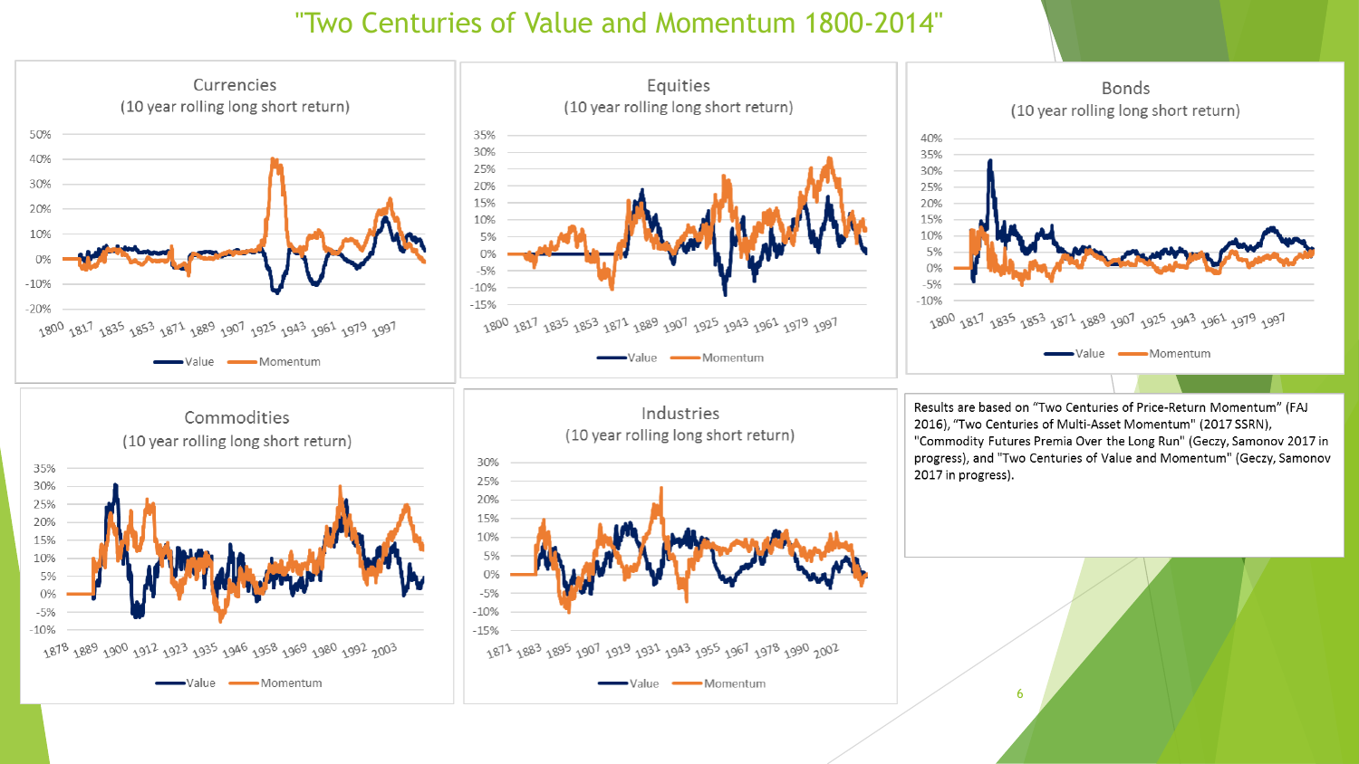# "Two Centuries of Value and Momentum 1800-2014"

Currencies
(10 year rolling long short return)

50%
40%
30%
20%
10%
0%
-10%
-20%

1800 1817 1835 1853 1871 1889 1907 1925 1943 1961 1979 1997

Value Momentum

Equities
(10 year rolling long short return)

35%
30%
25%
20%
15%
10%
5%
0%
-5%
-10%
-15%

1800 1817 1835 1853 1871 1889 1907 1925 1943 1961 1979 1997

Value Momentum

Bonds
(10 year rolling long short return)

40%
35%
30%
25%
20%
15%
10%
5%
0%
-5%
-10%

1800 1817 1835 1853 1871 1889 1907 1925 1943 1961 1979 1997

Value Momentum

Commodities
(10 year rolling long short return)

35%
30%
25%
20%
15%
10%
5%
0%
-5%
-10%

1878 1889 1900 1912 1923 1935 1946 1958 1969 1980 1992 2003

Value Momentum

Industries
(10 year rolling long short return)

30%
25%
20%
15%
10%
5%
0%
-5%
-10%
-15%

1871 1883 1895 1907 1919 1931 1943 1955 1967 1978 1990 2002

Value Momentum

Results are based on "Two Centuries of Price-Return Momentum" (FAJ 2016), "Two Centuries of Multi-Asset Momentum" (2017 SSRN), "Commodity Futures Premia Over the Long Run" (Geczy, Samonov 2017 in progress), and "Two Centuries of Value and Momentum" (Geczy, Samonov 2017 in progress).